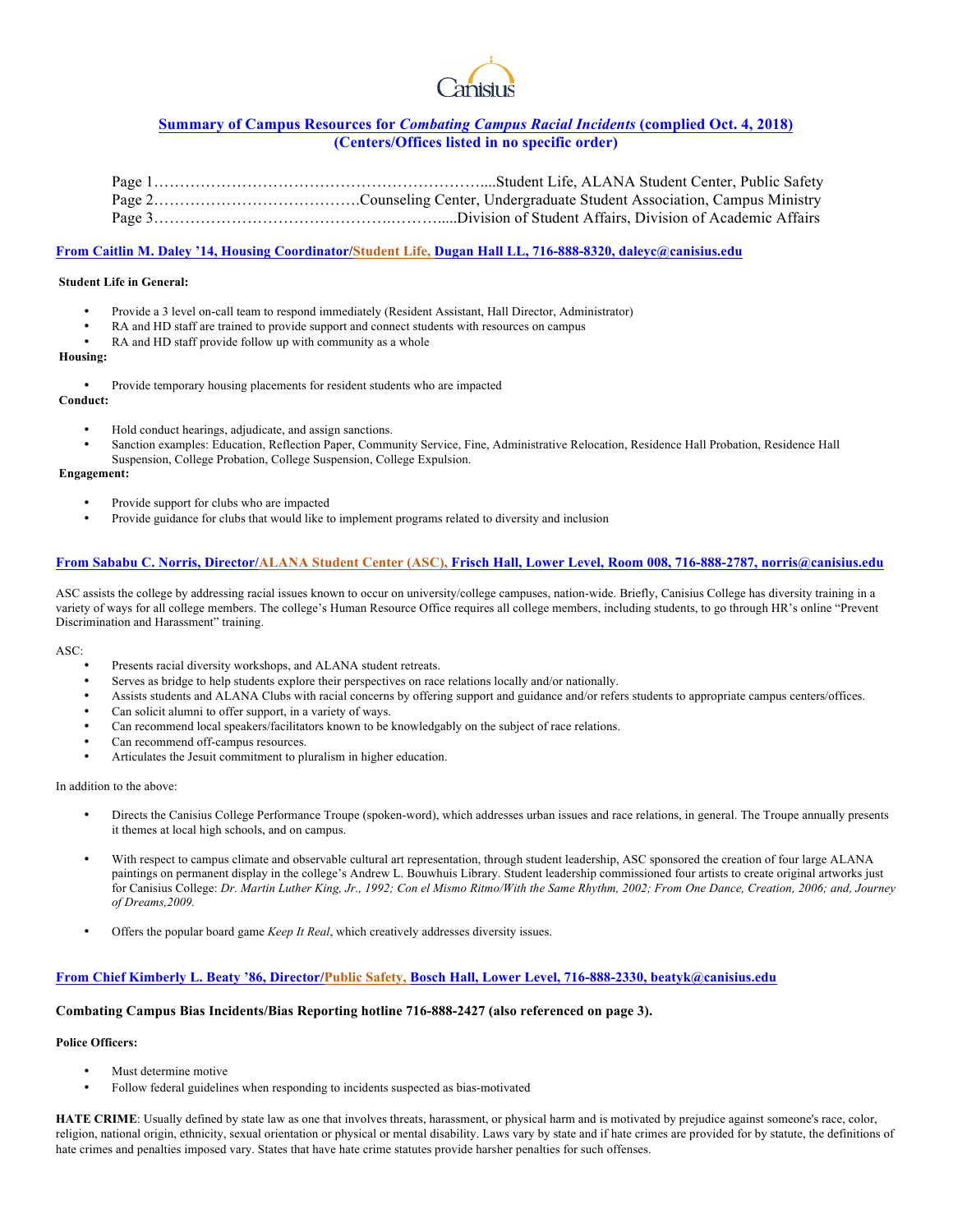Canisius

## Summary of Campus Resources for *Combating Campus Racial Incidents* (complied Oct. 4, 2018)
### (Centers/Offices listed in no specific order)

Page 1…………………………………………………………....Student Life, ALANA Student Center, Public Safety
Page 2…………………………………Counseling Center, Undergraduate Student Association, Campus Ministry
Page 3………………………………………….……….....Division of Student Affairs, Division of Academic Affairs

### From Caitlin M. Daley '14, Housing Coordinator/Student Life, Dugan Hall LL, 716-888-8320, daleyc@canisius.edu

**Student Life in General:**

- Provide a 3 level on-call team to respond immediately (Resident Assistant, Hall Director, Administrator)
- RA and HD staff are trained to provide support and connect students with resources on campus
- RA and HD staff provide follow up with community as a whole

**Housing:**

- Provide temporary housing placements for resident students who are impacted

**Conduct:**

- Hold conduct hearings, adjudicate, and assign sanctions.
- Sanction examples: Education, Reflection Paper, Community Service, Fine, Administrative Relocation, Residence Hall Probation, Residence Hall Suspension, College Probation, College Suspension, College Expulsion.

**Engagement:**

- Provide support for clubs who are impacted
- Provide guidance for clubs that would like to implement programs related to diversity and inclusion

### From Sababu C. Norris, Director/ALANA Student Center (ASC), Frisch Hall, Lower Level, Room 008, 716-888-2787, norris@canisius.edu

ASC assists the college by addressing racial issues known to occur on university/college campuses, nation-wide. Briefly, Canisius College has diversity training in a variety of ways for all college members. The college's Human Resource Office requires all college members, including students, to go through HR's online "Prevent Discrimination and Harassment" training.

ASC:

- Presents racial diversity workshops, and ALANA student retreats.
- Serves as bridge to help students explore their perspectives on race relations locally and/or nationally.
- Assists students and ALANA Clubs with racial concerns by offering support and guidance and/or refers students to appropriate campus centers/offices.
- Can solicit alumni to offer support, in a variety of ways.
- Can recommend local speakers/facilitators known to be knowledgably on the subject of race relations.
- Can recommend off-campus resources.
- Articulates the Jesuit commitment to pluralism in higher education.

In addition to the above:

- Directs the Canisius College Performance Troupe (spoken-word), which addresses urban issues and race relations, in general. The Troupe annually presents it themes at local high schools, and on campus.

- With respect to campus climate and observable cultural art representation, through student leadership, ASC sponsored the creation of four large ALANA paintings on permanent display in the college's Andrew L. Bouwhuis Library. Student leadership commissioned four artists to create original artworks just for Canisius College: *Dr. Martin Luther King, Jr., 1992; Con el Mismo Ritmo/With the Same Rhythm, 2002; From One Dance, Creation, 2006; and, Journey of Dreams,2009.*

- Offers the popular board game *Keep It Real*, which creatively addresses diversity issues.

### From Chief Kimberly L. Beaty '86, Director/Public Safety, Bosch Hall, Lower Level, 716-888-2330, beatyk@canisius.edu

**Combating Campus Bias Incidents/Bias Reporting hotline 716-888-2427 (also referenced on page 3).**

**Police Officers:**

- Must determine motive
- Follow federal guidelines when responding to incidents suspected as bias-motivated

**HATE CRIME**: Usually defined by state law as one that involves threats, harassment, or physical harm and is motivated by prejudice against someone's race, color, religion, national origin, ethnicity, sexual orientation or physical or mental disability. Laws vary by state and if hate crimes are provided for by statute, the definitions of hate crimes and penalties imposed vary. States that have hate crime statutes provide harsher penalties for such offenses.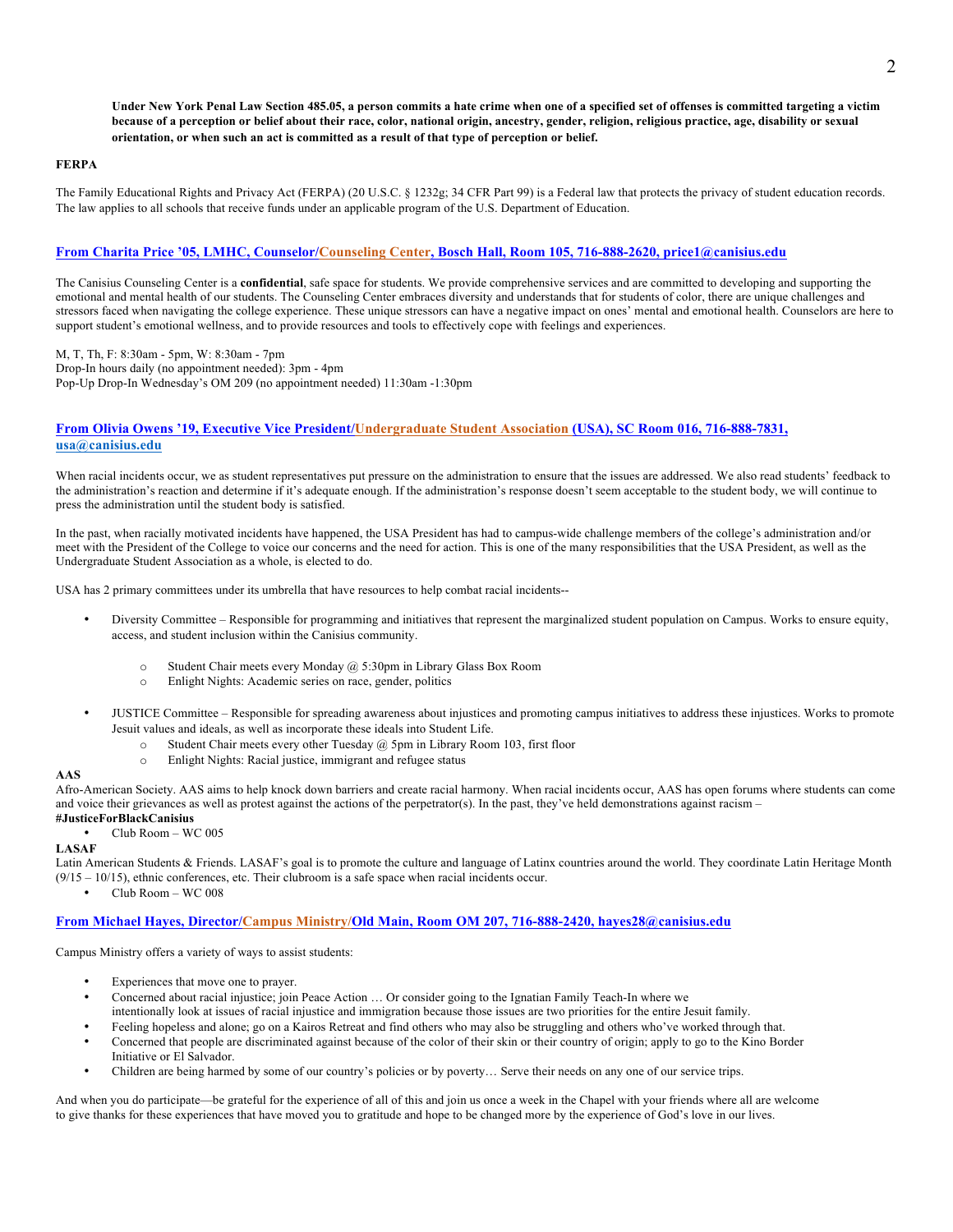**Under New York Penal Law Section 485.05, a person commits a hate crime when one of a specified set of offenses is committed targeting a victim because of a perception or belief about their race, color, national origin, ancestry, gender, religion, religious practice, age, disability or sexual orientation, or when such an act is committed as a result of that type of perception or belief.**

**FERPA**

The Family Educational Rights and Privacy Act (FERPA) (20 U.S.C. § 1232g; 34 CFR Part 99) is a Federal law that protects the privacy of student education records. The law applies to all schools that receive funds under an applicable program of the U.S. Department of Education.

**From Charita Price '05, LMHC, Counselor/Counseling Center, Bosch Hall, Room 105, 716-888-2620, price1@canisius.edu**

The Canisius Counseling Center is a **confidential**, safe space for students. We provide comprehensive services and are committed to developing and supporting the emotional and mental health of our students. The Counseling Center embraces diversity and understands that for students of color, there are unique challenges and stressors faced when navigating the college experience. These unique stressors can have a negative impact on ones' mental and emotional health. Counselors are here to support student's emotional wellness, and to provide resources and tools to effectively cope with feelings and experiences.

M, T, Th, F: 8:30am - 5pm, W: 8:30am - 7pm
Drop-In hours daily (no appointment needed): 3pm - 4pm
Pop-Up Drop-In Wednesday's OM 209 (no appointment needed) 11:30am -1:30pm

**From Olivia Owens '19, Executive Vice President/Undergraduate Student Association (USA), SC Room 016, 716-888-7831, usa@canisius.edu**

When racial incidents occur, we as student representatives put pressure on the administration to ensure that the issues are addressed. We also read students' feedback to the administration's reaction and determine if it's adequate enough. If the administration's response doesn't seem acceptable to the student body, we will continue to press the administration until the student body is satisfied.

In the past, when racially motivated incidents have happened, the USA President has had to campus-wide challenge members of the college's administration and/or meet with the President of the College to voice our concerns and the need for action. This is one of the many responsibilities that the USA President, as well as the Undergraduate Student Association as a whole, is elected to do.

USA has 2 primary committees under its umbrella that have resources to help combat racial incidents--

- Diversity Committee – Responsible for programming and initiatives that represent the marginalized student population on Campus. Works to ensure equity, access, and student inclusion within the Canisius community.
  - Student Chair meets every Monday @ 5:30pm in Library Glass Box Room
  - Enlight Nights: Academic series on race, gender, politics
- JUSTICE Committee – Responsible for spreading awareness about injustices and promoting campus initiatives to address these injustices. Works to promote Jesuit values and ideals, as well as incorporate these ideals into Student Life.
  - Student Chair meets every other Tuesday @ 5pm in Library Room 103, first floor
  - Enlight Nights: Racial justice, immigrant and refugee status

**AAS**

Afro-American Society. AAS aims to help knock down barriers and create racial harmony. When racial incidents occur, AAS has open forums where students can come and voice their grievances as well as protest against the actions of the perpetrator(s). In the past, they've held demonstrations against racism – **#JusticeForBlackCanisius**

- Club Room – WC 005

**LASAF**

Latin American Students & Friends. LASAF's goal is to promote the culture and language of Latinx countries around the world. They coordinate Latin Heritage Month (9/15 – 10/15), ethnic conferences, etc. Their clubroom is a safe space when racial incidents occur.

- Club Room – WC 008

**From Michael Hayes, Director/Campus Ministry/Old Main, Room OM 207, 716-888-2420, hayes28@canisius.edu**

Campus Ministry offers a variety of ways to assist students:

- Experiences that move one to prayer.
- Concerned about racial injustice; join Peace Action … Or consider going to the Ignatian Family Teach-In where we intentionally look at issues of racial injustice and immigration because those issues are two priorities for the entire Jesuit family.
- Feeling hopeless and alone; go on a Kairos Retreat and find others who may also be struggling and others who've worked through that.
- Concerned that people are discriminated against because of the color of their skin or their country of origin; apply to go to the Kino Border Initiative or El Salvador.
- Children are being harmed by some of our country's policies or by poverty… Serve their needs on any one of our service trips.

And when you do participate—be grateful for the experience of all of this and join us once a week in the Chapel with your friends where all are welcome to give thanks for these experiences that have moved you to gratitude and hope to be changed more by the experience of God's love in our lives.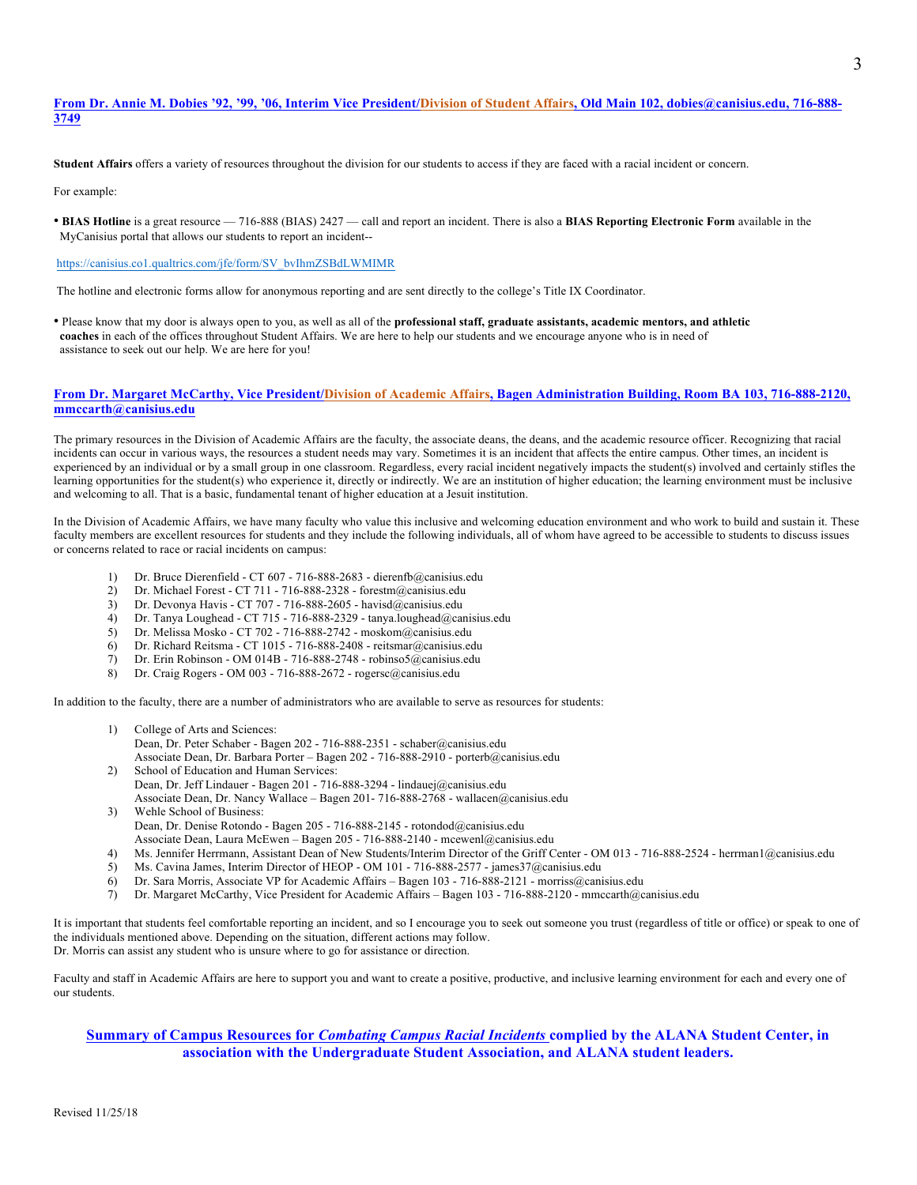**From Dr. Annie M. Dobies '92, '99, '06, Interim Vice President/Division of Student Affairs, Old Main 102, dobies@canisius.edu, 716-888-3749**

**Student Affairs** offers a variety of resources throughout the division for our students to access if they are faced with a racial incident or concern.

For example:

- **BIAS Hotline** is a great resource — 716-888 (BIAS) 2427 — call and report an incident. There is also a **BIAS Reporting Electronic Form** available in the MyCanisius portal that allows our students to report an incident--

https://canisius.co1.qualtrics.com/jfe/form/SV_bvIhmZSBdLWMIMR

The hotline and electronic forms allow for anonymous reporting and are sent directly to the college's Title IX Coordinator.

- Please know that my door is always open to you, as well as all of the **professional staff, graduate assistants, academic mentors, and athletic coaches** in each of the offices throughout Student Affairs. We are here to help our students and we encourage anyone who is in need of assistance to seek out our help. We are here for you!

**From Dr. Margaret McCarthy, Vice President/Division of Academic Affairs, Bagen Administration Building, Room BA 103, 716-888-2120, mmccarth@canisius.edu**

The primary resources in the Division of Academic Affairs are the faculty, the associate deans, the deans, and the academic resource officer. Recognizing that racial incidents can occur in various ways, the resources a student needs may vary. Sometimes it is an incident that affects the entire campus. Other times, an incident is experienced by an individual or by a small group in one classroom. Regardless, every racial incident negatively impacts the student(s) involved and certainly stifles the learning opportunities for the student(s) who experience it, directly or indirectly. We are an institution of higher education; the learning environment must be inclusive and welcoming to all. That is a basic, fundamental tenant of higher education at a Jesuit institution.

In the Division of Academic Affairs, we have many faculty who value this inclusive and welcoming education environment and who work to build and sustain it. These faculty members are excellent resources for students and they include the following individuals, all of whom have agreed to be accessible to students to discuss issues or concerns related to race or racial incidents on campus:

1) Dr. Bruce Dierenfield - CT 607 - 716-888-2683 - dierenfb@canisius.edu
2) Dr. Michael Forest - CT 711 - 716-888-2328 - forestm@canisius.edu
3) Dr. Devonya Havis - CT 707 - 716-888-2605 - havisd@canisius.edu
4) Dr. Tanya Loughead - CT 715 - 716-888-2329 - tanya.loughead@canisius.edu
5) Dr. Melissa Mosko - CT 702 - 716-888-2742 - moskom@canisius.edu
6) Dr. Richard Reitsma - CT 1015 - 716-888-2408 - reitsmar@canisius.edu
7) Dr. Erin Robinson - OM 014B - 716-888-2748 - robinso5@canisius.edu
8) Dr. Craig Rogers - OM 003 - 716-888-2672 - rogersc@canisius.edu

In addition to the faculty, there are a number of administrators who are available to serve as resources for students:

1) College of Arts and Sciences:
   Dean, Dr. Peter Schaber - Bagen 202 - 716-888-2351 - schaber@canisius.edu
   Associate Dean, Dr. Barbara Porter – Bagen 202 - 716-888-2910 - porterb@canisius.edu
2) School of Education and Human Services:
   Dean, Dr. Jeff Lindauer - Bagen 201 - 716-888-3294 - lindauej@canisius.edu
   Associate Dean, Dr. Nancy Wallace – Bagen 201- 716-888-2768 - wallacen@canisius.edu
3) Wehle School of Business:
   Dean, Dr. Denise Rotondo - Bagen 205 - 716-888-2145 - rotondod@canisius.edu
   Associate Dean, Laura McEwen – Bagen 205 - 716-888-2140 - mcewenl@canisius.edu
4) Ms. Jennifer Herrmann, Assistant Dean of New Students/Interim Director of the Griff Center - OM 013 - 716-888-2524 - herrman1@canisius.edu
5) Ms. Cavina James, Interim Director of HEOP - OM 101 - 716-888-2577 - james37@canisius.edu
6) Dr. Sara Morris, Associate VP for Academic Affairs – Bagen 103 - 716-888-2121 - morriss@canisius.edu
7) Dr. Margaret McCarthy, Vice President for Academic Affairs – Bagen 103 - 716-888-2120 - mmccarth@canisius.edu

It is important that students feel comfortable reporting an incident, and so I encourage you to seek out someone you trust (regardless of title or office) or speak to one of the individuals mentioned above. Depending on the situation, different actions may follow.
Dr. Morris can assist any student who is unsure where to go for assistance or direction.

Faculty and staff in Academic Affairs are here to support you and want to create a positive, productive, and inclusive learning environment for each and every one of our students.

**Summary of Campus Resources for *Combating Campus Racial Incidents* complied by the ALANA Student Center, in association with the Undergraduate Student Association, and ALANA student leaders.**

Revised 11/25/18